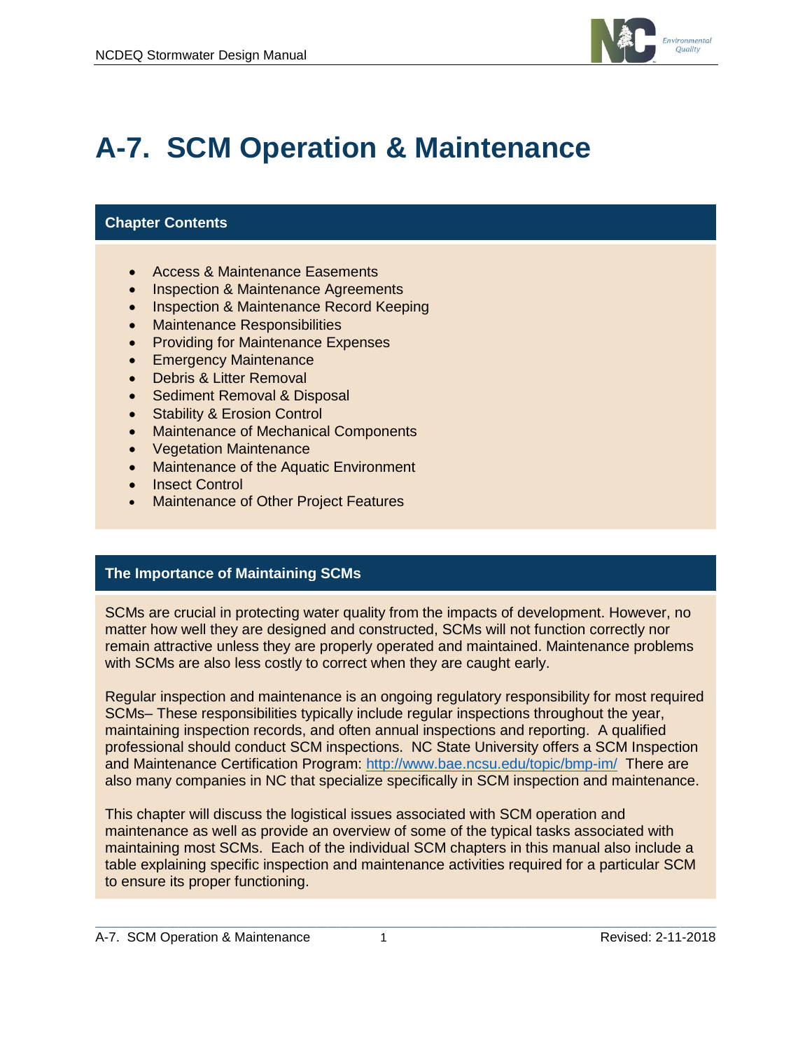# A-7. SCM Operation & Maintenance

## Chapter Contents

- Access & Maintenance Easements
- Inspection & Maintenance Agreements
- Inspection & Maintenance Record Keeping
- Maintenance Responsibilities
- Providing for Maintenance Expenses
- Emergency Maintenance
- Debris & Litter Removal
- Sediment Removal & Disposal
- Stability & Erosion Control
- Maintenance of Mechanical Components
- Vegetation Maintenance
- Maintenance of the Aquatic Environment
- Insect Control
- Maintenance of Other Project Features

## The Importance of Maintaining SCMs

SCMs are crucial in protecting water quality from the impacts of development. However, no matter how well they are designed and constructed, SCMs will not function correctly nor remain attractive unless they are properly operated and maintained. Maintenance problems with SCMs are also less costly to correct when they are caught early.

Regular inspection and maintenance is an ongoing regulatory responsibility for most required SCMs– These responsibilities typically include regular inspections throughout the year, maintaining inspection records, and often annual inspections and reporting. A qualified professional should conduct SCM inspections. NC State University offers a SCM Inspection and Maintenance Certification Program: http://www.bae.ncsu.edu/topic/bmp-im/ There are also many companies in NC that specialize specifically in SCM inspection and maintenance.

This chapter will discuss the logistical issues associated with SCM operation and maintenance as well as provide an overview of some of the typical tasks associated with maintaining most SCMs. Each of the individual SCM chapters in this manual also include a table explaining specific inspection and maintenance activities required for a particular SCM to ensure its proper functioning.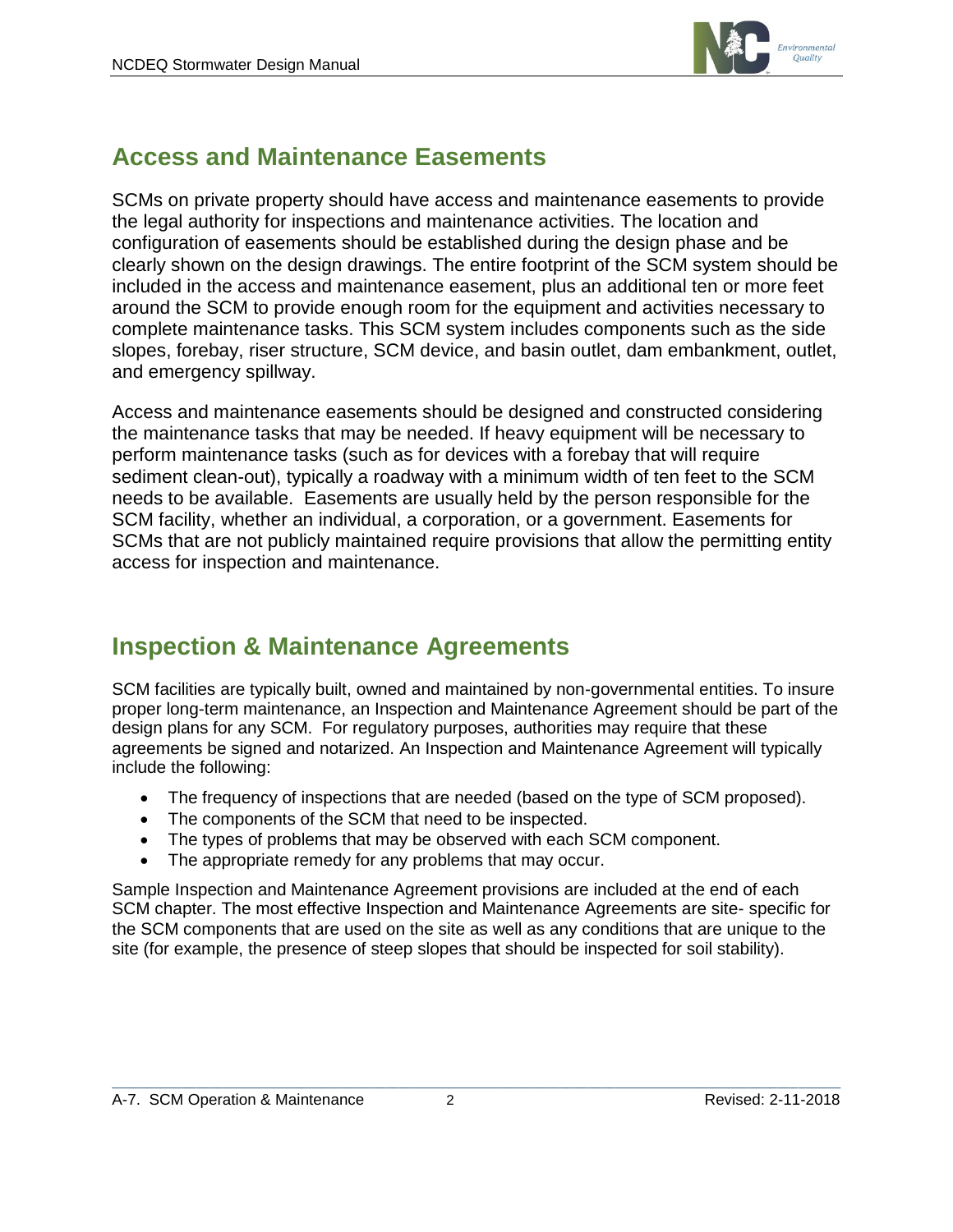## Access and Maintenance Easements

SCMs on private property should have access and maintenance easements to provide the legal authority for inspections and maintenance activities. The location and configuration of easements should be established during the design phase and be clearly shown on the design drawings. The entire footprint of the SCM system should be included in the access and maintenance easement, plus an additional ten or more feet around the SCM to provide enough room for the equipment and activities necessary to complete maintenance tasks. This SCM system includes components such as the side slopes, forebay, riser structure, SCM device, and basin outlet, dam embankment, outlet, and emergency spillway.

Access and maintenance easements should be designed and constructed considering the maintenance tasks that may be needed. If heavy equipment will be necessary to perform maintenance tasks (such as for devices with a forebay that will require sediment clean-out), typically a roadway with a minimum width of ten feet to the SCM needs to be available. Easements are usually held by the person responsible for the SCM facility, whether an individual, a corporation, or a government. Easements for SCMs that are not publicly maintained require provisions that allow the permitting entity access for inspection and maintenance.

## Inspection & Maintenance Agreements

SCM facilities are typically built, owned and maintained by non-governmental entities. To insure proper long-term maintenance, an Inspection and Maintenance Agreement should be part of the design plans for any SCM. For regulatory purposes, authorities may require that these agreements be signed and notarized. An Inspection and Maintenance Agreement will typically include the following:

- The frequency of inspections that are needed (based on the type of SCM proposed).
- The components of the SCM that need to be inspected.
- The types of problems that may be observed with each SCM component.
- The appropriate remedy for any problems that may occur.

Sample Inspection and Maintenance Agreement provisions are included at the end of each SCM chapter. The most effective Inspection and Maintenance Agreements are site- specific for the SCM components that are used on the site as well as any conditions that are unique to the site (for example, the presence of steep slopes that should be inspected for soil stability).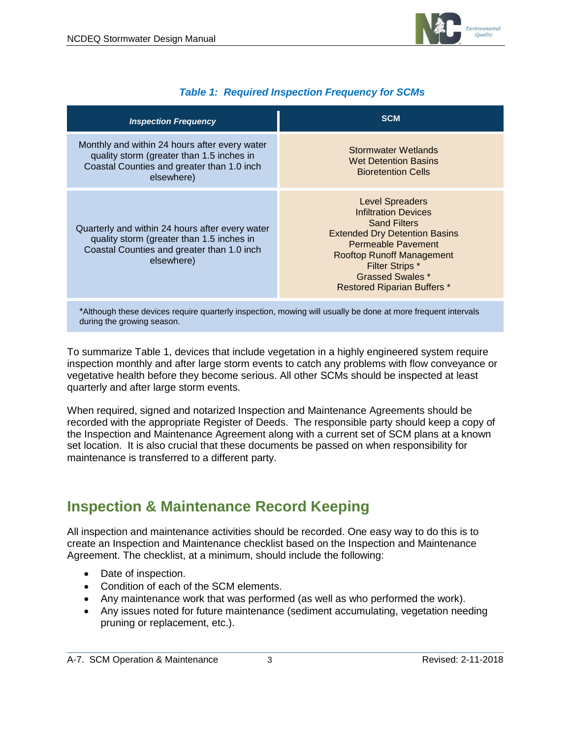***Table 1: Required Inspection Frequency for SCMs***

| *Inspection Frequency* | SCM |
|---|---|
| Monthly and within 24 hours after every water quality storm (greater than 1.5 inches in Coastal Counties and greater than 1.0 inch elsewhere) | Stormwater Wetlands<br>Wet Detention Basins<br>Bioretention Cells |
| Quarterly and within 24 hours after every water quality storm (greater than 1.5 inches in Coastal Counties and greater than 1.0 inch elsewhere) | Level Spreaders<br>Infiltration Devices<br>Sand Filters<br>Extended Dry Detention Basins<br>Permeable Pavement<br>Rooftop Runoff Management<br>Filter Strips *<br>Grassed Swales *<br>Restored Riparian Buffers * |

*Although these devices require quarterly inspection, mowing will usually be done at more frequent intervals during the growing season.

To summarize Table 1, devices that include vegetation in a highly engineered system require inspection monthly and after large storm events to catch any problems with flow conveyance or vegetative health before they become serious. All other SCMs should be inspected at least quarterly and after large storm events.

When required, signed and notarized Inspection and Maintenance Agreements should be recorded with the appropriate Register of Deeds. The responsible party should keep a copy of the Inspection and Maintenance Agreement along with a current set of SCM plans at a known set location. It is also crucial that these documents be passed on when responsibility for maintenance is transferred to a different party.

## Inspection & Maintenance Record Keeping

All inspection and maintenance activities should be recorded. One easy way to do this is to create an Inspection and Maintenance checklist based on the Inspection and Maintenance Agreement. The checklist, at a minimum, should include the following:

- Date of inspection.
- Condition of each of the SCM elements.
- Any maintenance work that was performed (as well as who performed the work).
- Any issues noted for future maintenance (sediment accumulating, vegetation needing pruning or replacement, etc.).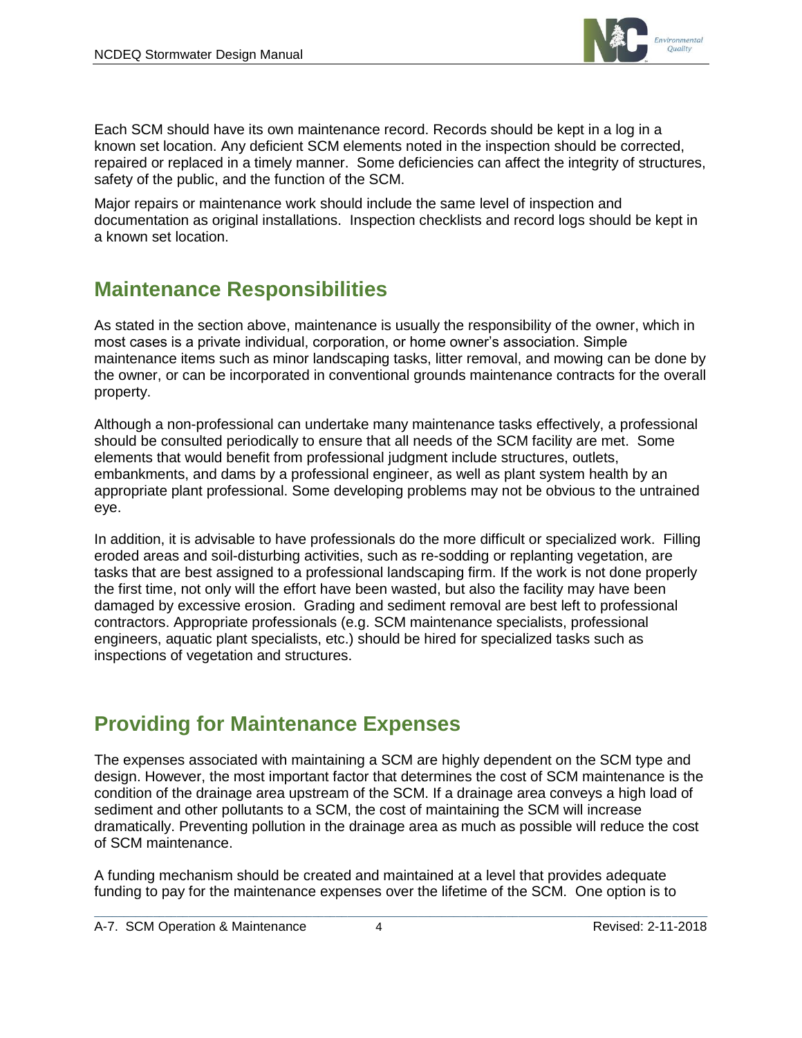Each SCM should have its own maintenance record. Records should be kept in a log in a known set location. Any deficient SCM elements noted in the inspection should be corrected, repaired or replaced in a timely manner. Some deficiencies can affect the integrity of structures, safety of the public, and the function of the SCM.

Major repairs or maintenance work should include the same level of inspection and documentation as original installations. Inspection checklists and record logs should be kept in a known set location.

## Maintenance Responsibilities

As stated in the section above, maintenance is usually the responsibility of the owner, which in most cases is a private individual, corporation, or home owner's association. Simple maintenance items such as minor landscaping tasks, litter removal, and mowing can be done by the owner, or can be incorporated in conventional grounds maintenance contracts for the overall property.

Although a non-professional can undertake many maintenance tasks effectively, a professional should be consulted periodically to ensure that all needs of the SCM facility are met. Some elements that would benefit from professional judgment include structures, outlets, embankments, and dams by a professional engineer, as well as plant system health by an appropriate plant professional. Some developing problems may not be obvious to the untrained eye.

In addition, it is advisable to have professionals do the more difficult or specialized work. Filling eroded areas and soil-disturbing activities, such as re-sodding or replanting vegetation, are tasks that are best assigned to a professional landscaping firm. If the work is not done properly the first time, not only will the effort have been wasted, but also the facility may have been damaged by excessive erosion. Grading and sediment removal are best left to professional contractors. Appropriate professionals (e.g. SCM maintenance specialists, professional engineers, aquatic plant specialists, etc.) should be hired for specialized tasks such as inspections of vegetation and structures.

## Providing for Maintenance Expenses

The expenses associated with maintaining a SCM are highly dependent on the SCM type and design. However, the most important factor that determines the cost of SCM maintenance is the condition of the drainage area upstream of the SCM. If a drainage area conveys a high load of sediment and other pollutants to a SCM, the cost of maintaining the SCM will increase dramatically. Preventing pollution in the drainage area as much as possible will reduce the cost of SCM maintenance.

A funding mechanism should be created and maintained at a level that provides adequate funding to pay for the maintenance expenses over the lifetime of the SCM. One option is to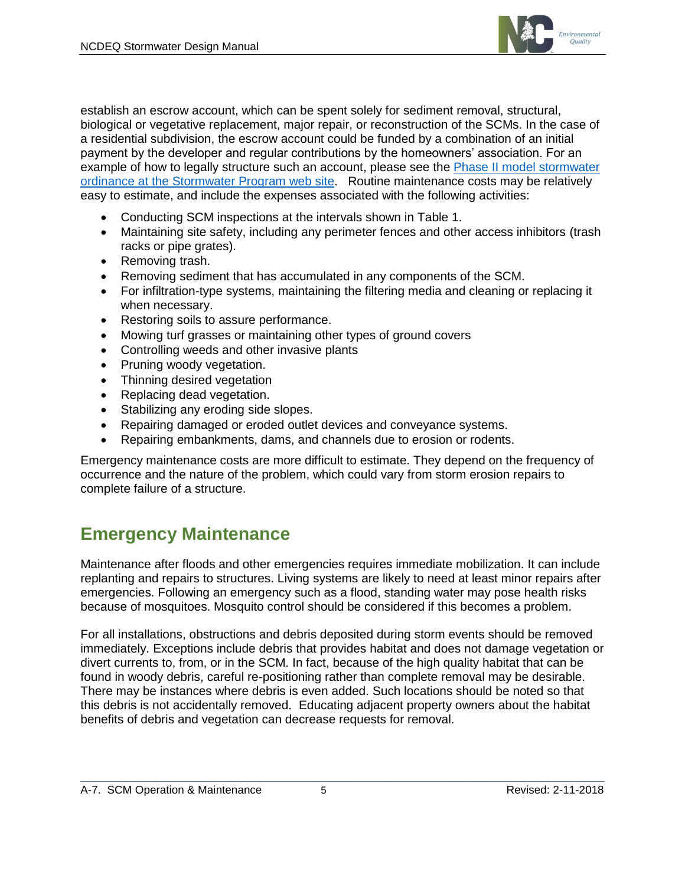establish an escrow account, which can be spent solely for sediment removal, structural, biological or vegetative replacement, major repair, or reconstruction of the SCMs. In the case of a residential subdivision, the escrow account could be funded by a combination of an initial payment by the developer and regular contributions by the homeowners' association. For an example of how to legally structure such an account, please see the Phase II model stormwater ordinance at the Stormwater Program web site. Routine maintenance costs may be relatively easy to estimate, and include the expenses associated with the following activities:

- Conducting SCM inspections at the intervals shown in Table 1.
- Maintaining site safety, including any perimeter fences and other access inhibitors (trash racks or pipe grates).
- Removing trash.
- Removing sediment that has accumulated in any components of the SCM.
- For infiltration-type systems, maintaining the filtering media and cleaning or replacing it when necessary.
- Restoring soils to assure performance.
- Mowing turf grasses or maintaining other types of ground covers
- Controlling weeds and other invasive plants
- Pruning woody vegetation.
- Thinning desired vegetation
- Replacing dead vegetation.
- Stabilizing any eroding side slopes.
- Repairing damaged or eroded outlet devices and conveyance systems.
- Repairing embankments, dams, and channels due to erosion or rodents.

Emergency maintenance costs are more difficult to estimate. They depend on the frequency of occurrence and the nature of the problem, which could vary from storm erosion repairs to complete failure of a structure.

## Emergency Maintenance

Maintenance after floods and other emergencies requires immediate mobilization. It can include replanting and repairs to structures. Living systems are likely to need at least minor repairs after emergencies. Following an emergency such as a flood, standing water may pose health risks because of mosquitoes. Mosquito control should be considered if this becomes a problem.

For all installations, obstructions and debris deposited during storm events should be removed immediately. Exceptions include debris that provides habitat and does not damage vegetation or divert currents to, from, or in the SCM. In fact, because of the high quality habitat that can be found in woody debris, careful re-positioning rather than complete removal may be desirable. There may be instances where debris is even added. Such locations should be noted so that this debris is not accidentally removed. Educating adjacent property owners about the habitat benefits of debris and vegetation can decrease requests for removal.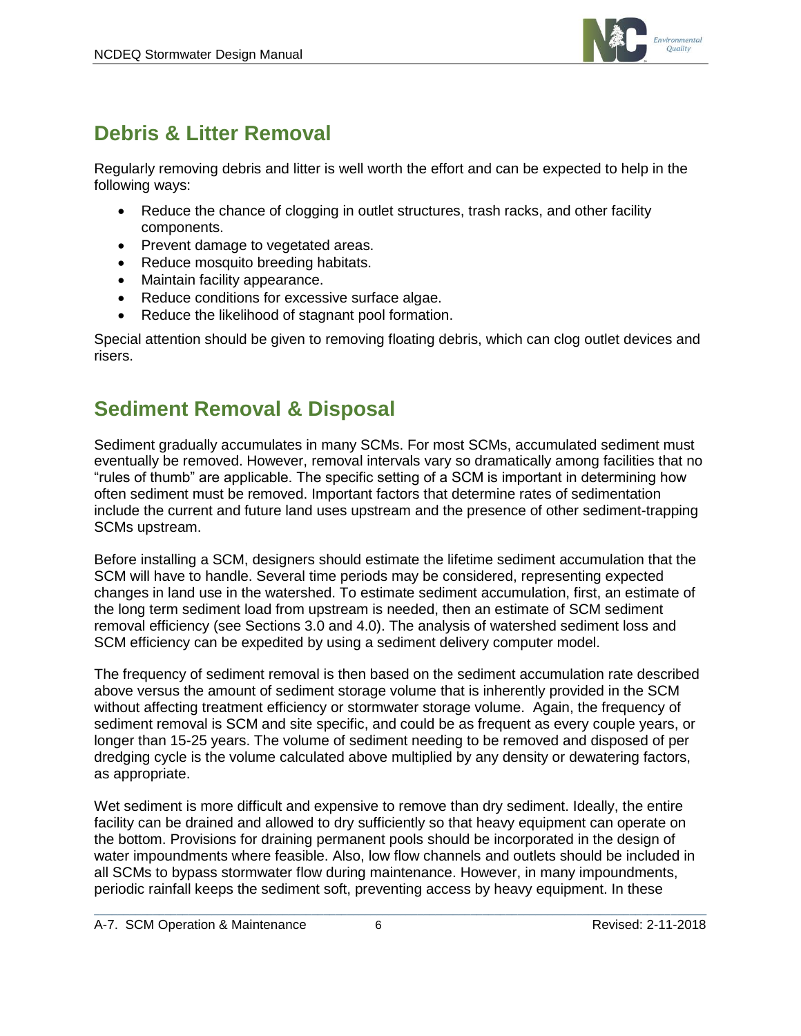## Debris & Litter Removal

Regularly removing debris and litter is well worth the effort and can be expected to help in the following ways:

- Reduce the chance of clogging in outlet structures, trash racks, and other facility components.
- Prevent damage to vegetated areas.
- Reduce mosquito breeding habitats.
- Maintain facility appearance.
- Reduce conditions for excessive surface algae.
- Reduce the likelihood of stagnant pool formation.

Special attention should be given to removing floating debris, which can clog outlet devices and risers.

## Sediment Removal & Disposal

Sediment gradually accumulates in many SCMs. For most SCMs, accumulated sediment must eventually be removed. However, removal intervals vary so dramatically among facilities that no "rules of thumb" are applicable. The specific setting of a SCM is important in determining how often sediment must be removed. Important factors that determine rates of sedimentation include the current and future land uses upstream and the presence of other sediment-trapping SCMs upstream.

Before installing a SCM, designers should estimate the lifetime sediment accumulation that the SCM will have to handle. Several time periods may be considered, representing expected changes in land use in the watershed. To estimate sediment accumulation, first, an estimate of the long term sediment load from upstream is needed, then an estimate of SCM sediment removal efficiency (see Sections 3.0 and 4.0). The analysis of watershed sediment loss and SCM efficiency can be expedited by using a sediment delivery computer model.

The frequency of sediment removal is then based on the sediment accumulation rate described above versus the amount of sediment storage volume that is inherently provided in the SCM without affecting treatment efficiency or stormwater storage volume. Again, the frequency of sediment removal is SCM and site specific, and could be as frequent as every couple years, or longer than 15-25 years. The volume of sediment needing to be removed and disposed of per dredging cycle is the volume calculated above multiplied by any density or dewatering factors, as appropriate.

Wet sediment is more difficult and expensive to remove than dry sediment. Ideally, the entire facility can be drained and allowed to dry sufficiently so that heavy equipment can operate on the bottom. Provisions for draining permanent pools should be incorporated in the design of water impoundments where feasible. Also, low flow channels and outlets should be included in all SCMs to bypass stormwater flow during maintenance. However, in many impoundments, periodic rainfall keeps the sediment soft, preventing access by heavy equipment. In these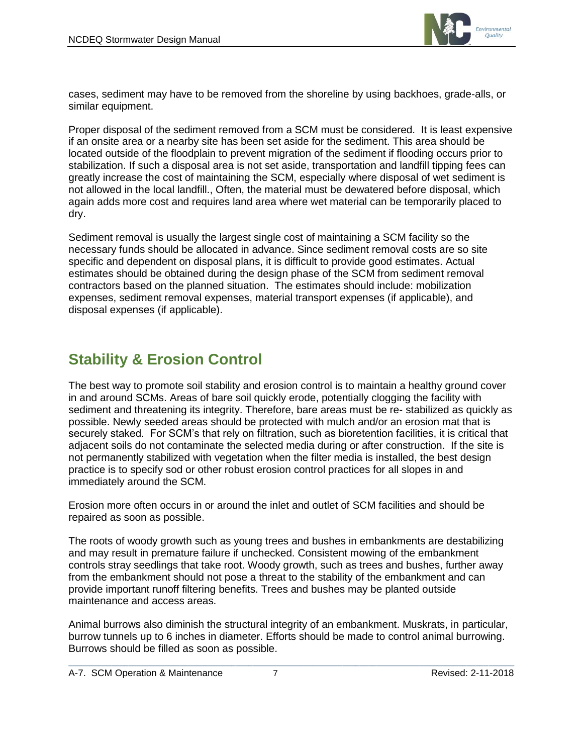cases, sediment may have to be removed from the shoreline by using backhoes, grade-alls, or similar equipment.

Proper disposal of the sediment removed from a SCM must be considered. It is least expensive if an onsite area or a nearby site has been set aside for the sediment. This area should be located outside of the floodplain to prevent migration of the sediment if flooding occurs prior to stabilization. If such a disposal area is not set aside, transportation and landfill tipping fees can greatly increase the cost of maintaining the SCM, especially where disposal of wet sediment is not allowed in the local landfill., Often, the material must be dewatered before disposal, which again adds more cost and requires land area where wet material can be temporarily placed to dry.

Sediment removal is usually the largest single cost of maintaining a SCM facility so the necessary funds should be allocated in advance. Since sediment removal costs are so site specific and dependent on disposal plans, it is difficult to provide good estimates. Actual estimates should be obtained during the design phase of the SCM from sediment removal contractors based on the planned situation. The estimates should include: mobilization expenses, sediment removal expenses, material transport expenses (if applicable), and disposal expenses (if applicable).

## Stability & Erosion Control

The best way to promote soil stability and erosion control is to maintain a healthy ground cover in and around SCMs. Areas of bare soil quickly erode, potentially clogging the facility with sediment and threatening its integrity. Therefore, bare areas must be re- stabilized as quickly as possible. Newly seeded areas should be protected with mulch and/or an erosion mat that is securely staked. For SCM's that rely on filtration, such as bioretention facilities, it is critical that adjacent soils do not contaminate the selected media during or after construction. If the site is not permanently stabilized with vegetation when the filter media is installed, the best design practice is to specify sod or other robust erosion control practices for all slopes in and immediately around the SCM.

Erosion more often occurs in or around the inlet and outlet of SCM facilities and should be repaired as soon as possible.

The roots of woody growth such as young trees and bushes in embankments are destabilizing and may result in premature failure if unchecked. Consistent mowing of the embankment controls stray seedlings that take root. Woody growth, such as trees and bushes, further away from the embankment should not pose a threat to the stability of the embankment and can provide important runoff filtering benefits. Trees and bushes may be planted outside maintenance and access areas.

Animal burrows also diminish the structural integrity of an embankment. Muskrats, in particular, burrow tunnels up to 6 inches in diameter. Efforts should be made to control animal burrowing. Burrows should be filled as soon as possible.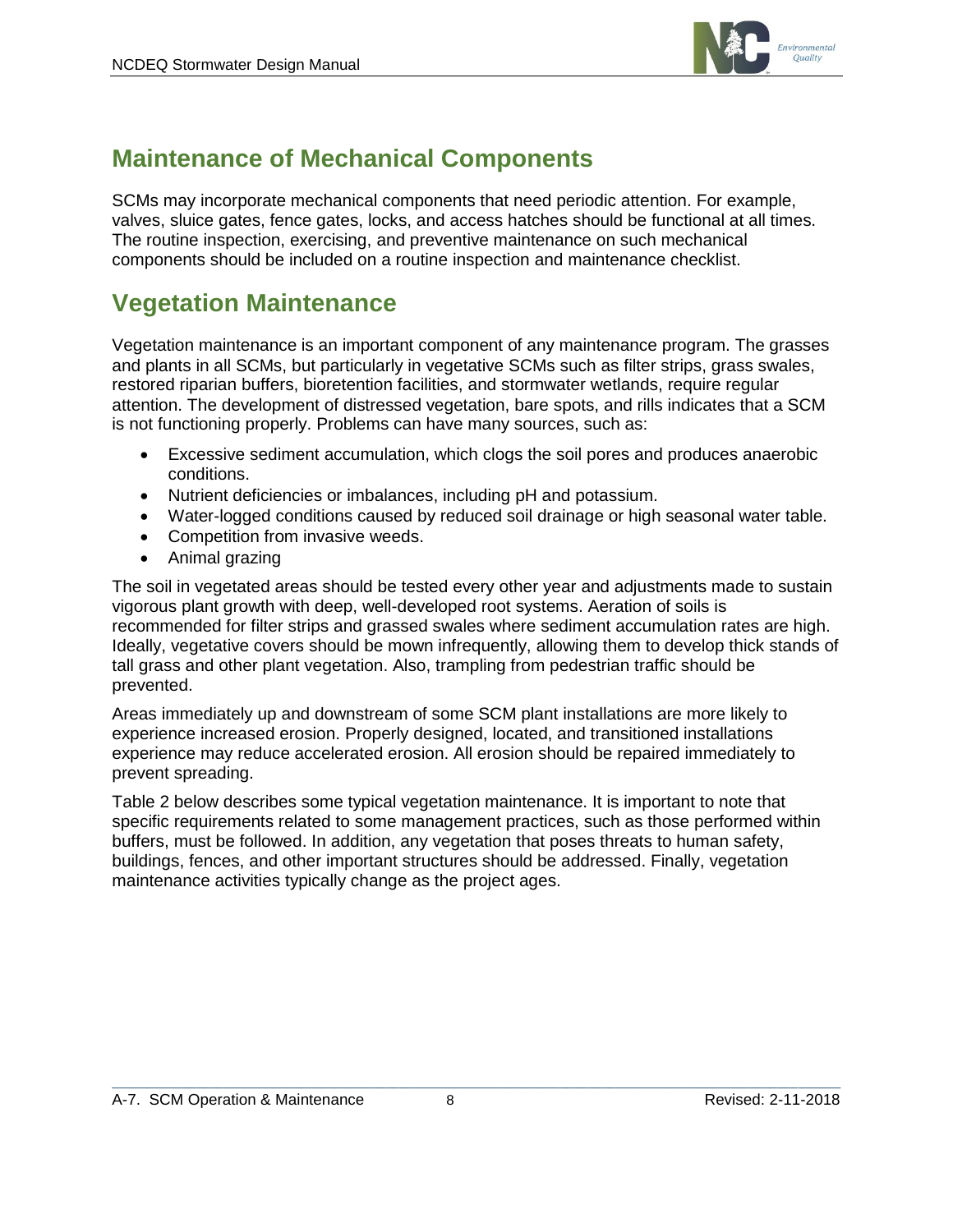## Maintenance of Mechanical Components

SCMs may incorporate mechanical components that need periodic attention. For example, valves, sluice gates, fence gates, locks, and access hatches should be functional at all times. The routine inspection, exercising, and preventive maintenance on such mechanical components should be included on a routine inspection and maintenance checklist.

## Vegetation Maintenance

Vegetation maintenance is an important component of any maintenance program. The grasses and plants in all SCMs, but particularly in vegetative SCMs such as filter strips, grass swales, restored riparian buffers, bioretention facilities, and stormwater wetlands, require regular attention. The development of distressed vegetation, bare spots, and rills indicates that a SCM is not functioning properly. Problems can have many sources, such as:

- Excessive sediment accumulation, which clogs the soil pores and produces anaerobic conditions.
- Nutrient deficiencies or imbalances, including pH and potassium.
- Water-logged conditions caused by reduced soil drainage or high seasonal water table.
- Competition from invasive weeds.
- Animal grazing

The soil in vegetated areas should be tested every other year and adjustments made to sustain vigorous plant growth with deep, well-developed root systems. Aeration of soils is recommended for filter strips and grassed swales where sediment accumulation rates are high. Ideally, vegetative covers should be mown infrequently, allowing them to develop thick stands of tall grass and other plant vegetation. Also, trampling from pedestrian traffic should be prevented.

Areas immediately up and downstream of some SCM plant installations are more likely to experience increased erosion. Properly designed, located, and transitioned installations experience may reduce accelerated erosion. All erosion should be repaired immediately to prevent spreading.

Table 2 below describes some typical vegetation maintenance. It is important to note that specific requirements related to some management practices, such as those performed within buffers, must be followed. In addition, any vegetation that poses threats to human safety, buildings, fences, and other important structures should be addressed. Finally, vegetation maintenance activities typically change as the project ages.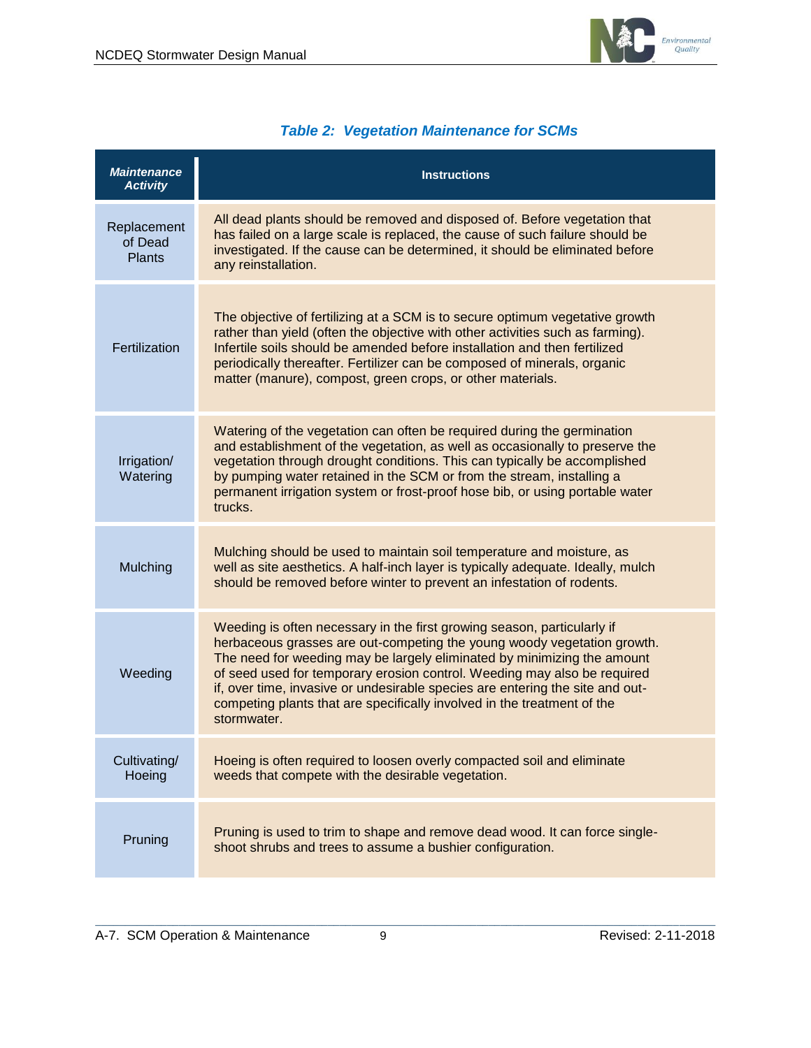### *Table 2: Vegetation Maintenance for SCMs*

| ***Maintenance Activity*** | **Instructions** |
|---|---|
| Replacement of Dead Plants | All dead plants should be removed and disposed of. Before vegetation that has failed on a large scale is replaced, the cause of such failure should be investigated. If the cause can be determined, it should be eliminated before any reinstallation. |
| Fertilization | The objective of fertilizing at a SCM is to secure optimum vegetative growth rather than yield (often the objective with other activities such as farming). Infertile soils should be amended before installation and then fertilized periodically thereafter. Fertilizer can be composed of minerals, organic matter (manure), compost, green crops, or other materials. |
| Irrigation/ Watering | Watering of the vegetation can often be required during the germination and establishment of the vegetation, as well as occasionally to preserve the vegetation through drought conditions. This can typically be accomplished by pumping water retained in the SCM or from the stream, installing a permanent irrigation system or frost-proof hose bib, or using portable water trucks. |
| Mulching | Mulching should be used to maintain soil temperature and moisture, as well as site aesthetics. A half-inch layer is typically adequate. Ideally, mulch should be removed before winter to prevent an infestation of rodents. |
| Weeding | Weeding is often necessary in the first growing season, particularly if herbaceous grasses are out-competing the young woody vegetation growth. The need for weeding may be largely eliminated by minimizing the amount of seed used for temporary erosion control. Weeding may also be required if, over time, invasive or undesirable species are entering the site and out-competing plants that are specifically involved in the treatment of the stormwater. |
| Cultivating/ Hoeing | Hoeing is often required to loosen overly compacted soil and eliminate weeds that compete with the desirable vegetation. |
| Pruning | Pruning is used to trim to shape and remove dead wood. It can force single-shoot shrubs and trees to assume a bushier configuration. |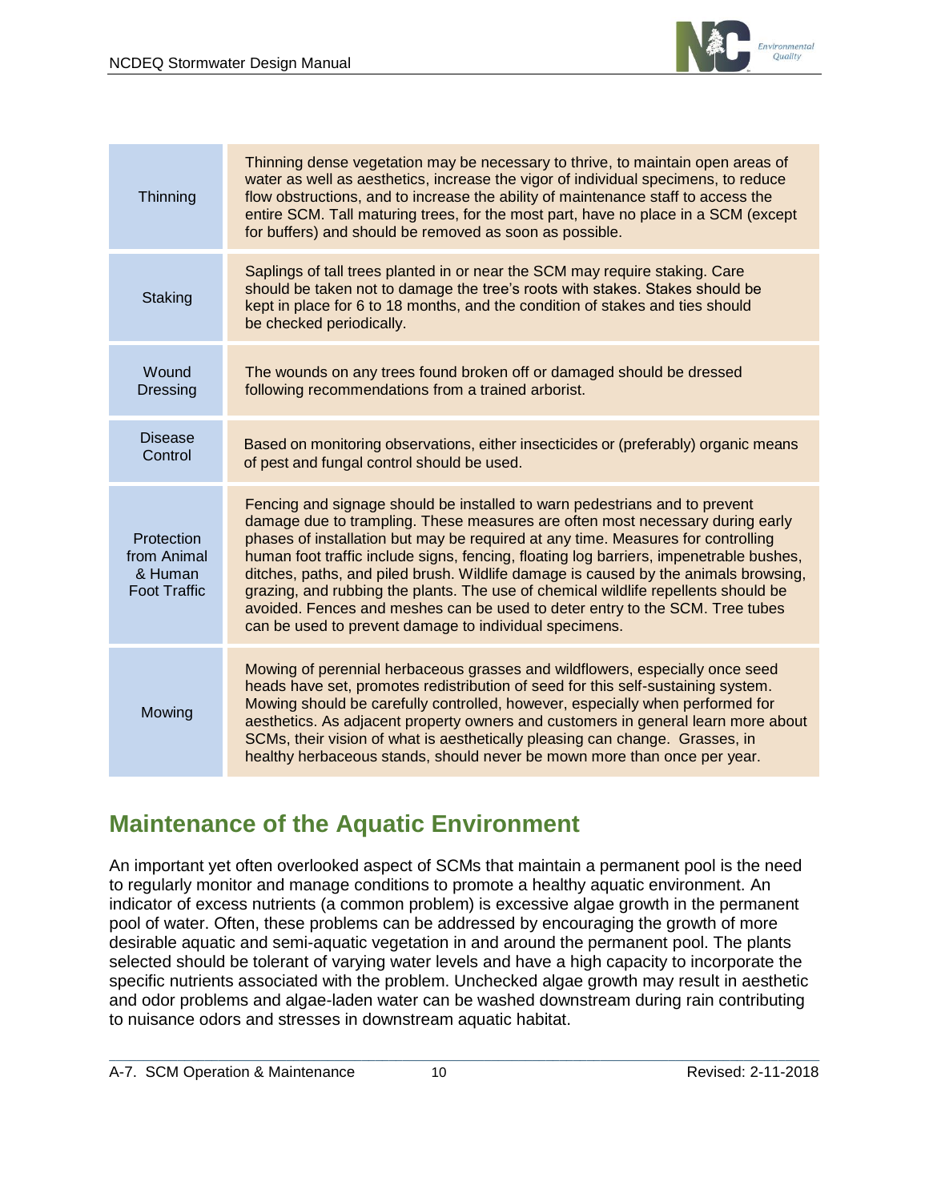| | |
|---|---|
| Thinning | Thinning dense vegetation may be necessary to thrive, to maintain open areas of water as well as aesthetics, increase the vigor of individual specimens, to reduce flow obstructions, and to increase the ability of maintenance staff to access the entire SCM. Tall maturing trees, for the most part, have no place in a SCM (except for buffers) and should be removed as soon as possible. |
| Staking | Saplings of tall trees planted in or near the SCM may require staking. Care should be taken not to damage the tree's roots with stakes. Stakes should be kept in place for 6 to 18 months, and the condition of stakes and ties should be checked periodically. |
| Wound Dressing | The wounds on any trees found broken off or damaged should be dressed following recommendations from a trained arborist. |
| Disease Control | Based on monitoring observations, either insecticides or (preferably) organic means of pest and fungal control should be used. |
| Protection from Animal & Human Foot Traffic | Fencing and signage should be installed to warn pedestrians and to prevent damage due to trampling. These measures are often most necessary during early phases of installation but may be required at any time. Measures for controlling human foot traffic include signs, fencing, floating log barriers, impenetrable bushes, ditches, paths, and piled brush. Wildlife damage is caused by the animals browsing, grazing, and rubbing the plants. The use of chemical wildlife repellents should be avoided. Fences and meshes can be used to deter entry to the SCM. Tree tubes can be used to prevent damage to individual specimens. |
| Mowing | Mowing of perennial herbaceous grasses and wildflowers, especially once seed heads have set, promotes redistribution of seed for this self-sustaining system. Mowing should be carefully controlled, however, especially when performed for aesthetics. As adjacent property owners and customers in general learn more about SCMs, their vision of what is aesthetically pleasing can change. Grasses, in healthy herbaceous stands, should never be mown more than once per year. |

## Maintenance of the Aquatic Environment

An important yet often overlooked aspect of SCMs that maintain a permanent pool is the need to regularly monitor and manage conditions to promote a healthy aquatic environment. An indicator of excess nutrients (a common problem) is excessive algae growth in the permanent pool of water. Often, these problems can be addressed by encouraging the growth of more desirable aquatic and semi-aquatic vegetation in and around the permanent pool. The plants selected should be tolerant of varying water levels and have a high capacity to incorporate the specific nutrients associated with the problem. Unchecked algae growth may result in aesthetic and odor problems and algae-laden water can be washed downstream during rain contributing to nuisance odors and stresses in downstream aquatic habitat.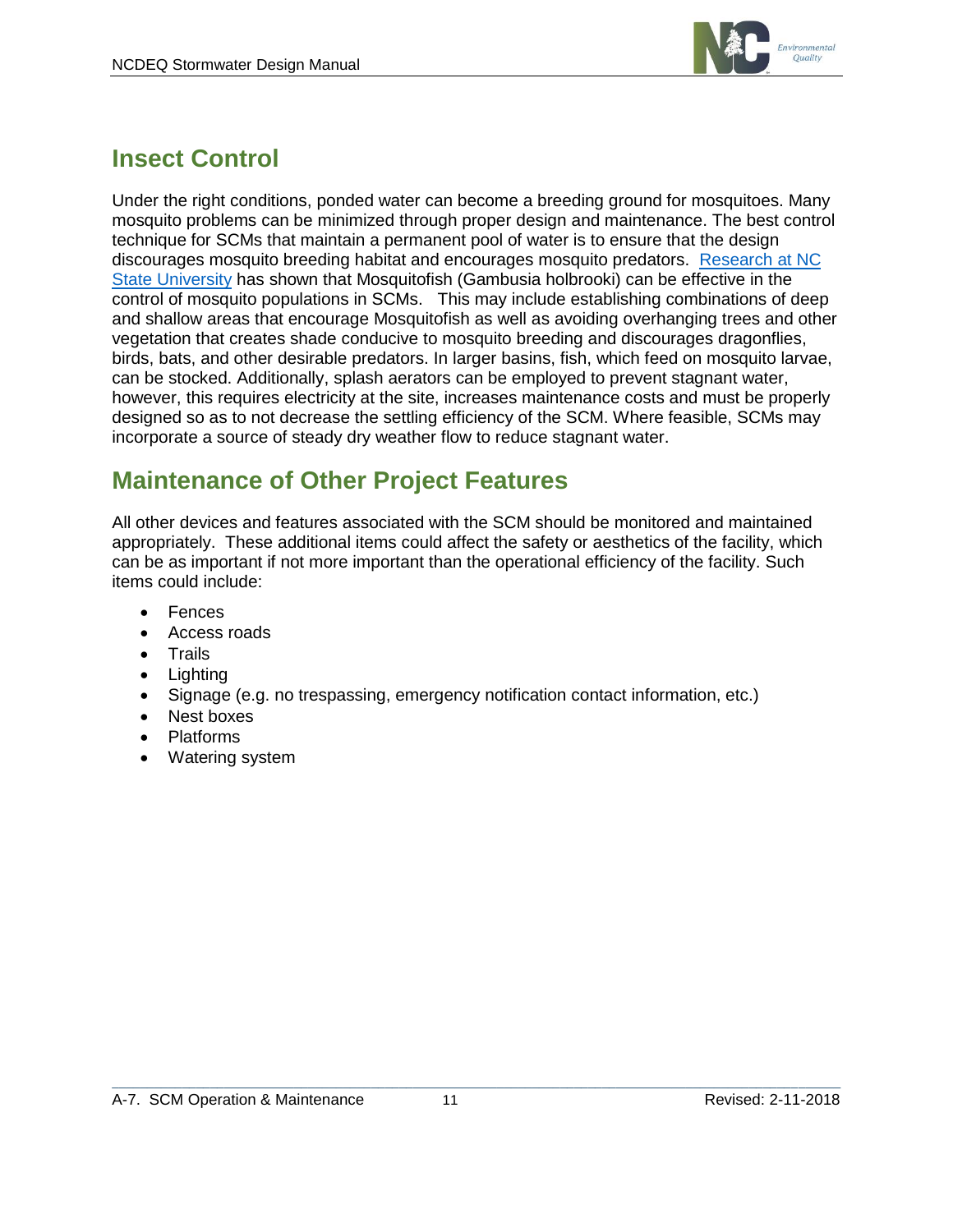## Insect Control

Under the right conditions, ponded water can become a breeding ground for mosquitoes. Many mosquito problems can be minimized through proper design and maintenance. The best control technique for SCMs that maintain a permanent pool of water is to ensure that the design discourages mosquito breeding habitat and encourages mosquito predators. Research at NC State University has shown that Mosquitofish (Gambusia holbrooki) can be effective in the control of mosquito populations in SCMs. This may include establishing combinations of deep and shallow areas that encourage Mosquitofish as well as avoiding overhanging trees and other vegetation that creates shade conducive to mosquito breeding and discourages dragonflies, birds, bats, and other desirable predators. In larger basins, fish, which feed on mosquito larvae, can be stocked. Additionally, splash aerators can be employed to prevent stagnant water, however, this requires electricity at the site, increases maintenance costs and must be properly designed so as to not decrease the settling efficiency of the SCM. Where feasible, SCMs may incorporate a source of steady dry weather flow to reduce stagnant water.

## Maintenance of Other Project Features

All other devices and features associated with the SCM should be monitored and maintained appropriately. These additional items could affect the safety or aesthetics of the facility, which can be as important if not more important than the operational efficiency of the facility. Such items could include:

- Fences
- Access roads
- Trails
- Lighting
- Signage (e.g. no trespassing, emergency notification contact information, etc.)
- Nest boxes
- Platforms
- Watering system